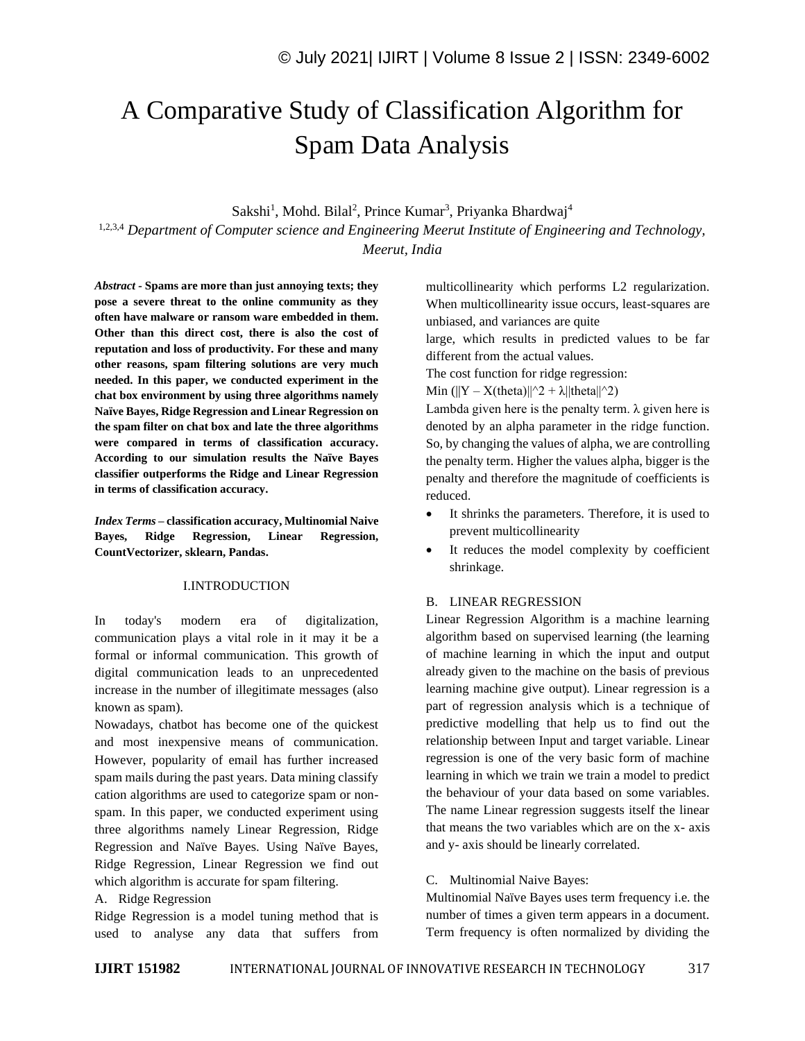# A Comparative Study of Classification Algorithm for Spam Data Analysis

Sakshi[1], Mohd. Bilal[2], Prince Kumar[3], Priyanka Bhardwaj[4]

[1,2,3,4] *Department of Computer science and Engineering Meerut Institute of Engineering and Technology, Meerut, India*

***Abstract*** **- Spams are more than just annoying texts; they pose a severe threat to the online community as they often have malware or ransom ware embedded in them. Other than this direct cost, there is also the cost of reputation and loss of productivity. For these and many other reasons, spam filtering solutions are very much needed. In this paper, we conducted experiment in the chat box environment by using three algorithms namely Naïve Bayes, Ridge Regression and Linear Regression on the spam filter on chat box and late the three algorithms were compared in terms of classification accuracy. According to our simulation results the Naïve Bayes classifier outperforms the Ridge and Linear Regression in terms of classification accuracy.**

***Index Terms*** **– classification accuracy, Multinomial Naive Bayes, Ridge Regression, Linear Regression, CountVectorizer, sklearn, Pandas.**

## I.INTRODUCTION

In today's modern era of digitalization, communication plays a vital role in it may it be a formal or informal communication. This growth of digital communication leads to an unprecedented increase in the number of illegitimate messages (also known as spam).

Nowadays, chatbot has become one of the quickest and most inexpensive means of communication. However, popularity of email has further increased spam mails during the past years. Data mining classify cation algorithms are used to categorize spam or non-spam. In this paper, we conducted experiment using three algorithms namely Linear Regression, Ridge Regression and Naïve Bayes. Using Naïve Bayes, Ridge Regression, Linear Regression we find out which algorithm is accurate for spam filtering.

### A. Ridge Regression

Ridge Regression is a model tuning method that is used to analyse any data that suffers from multicollinearity which performs L2 regularization. When multicollinearity issue occurs, least-squares are unbiased, and variances are quite large, which results in predicted values to be far different from the actual values.

The cost function for ridge regression:

Min (||Y – X(theta)||^2 + λ||theta||^2)

Lambda given here is the penalty term. λ given here is denoted by an alpha parameter in the ridge function. So, by changing the values of alpha, we are controlling the penalty term. Higher the values alpha, bigger is the penalty and therefore the magnitude of coefficients is reduced.

- It shrinks the parameters. Therefore, it is used to prevent multicollinearity
- It reduces the model complexity by coefficient shrinkage.

### B. LINEAR REGRESSION

Linear Regression Algorithm is a machine learning algorithm based on supervised learning (the learning of machine learning in which the input and output already given to the machine on the basis of previous learning machine give output). Linear regression is a part of regression analysis which is a technique of predictive modelling that help us to find out the relationship between Input and target variable. Linear regression is one of the very basic form of machine learning in which we train we train a model to predict the behaviour of your data based on some variables. The name Linear regression suggests itself the linear that means the two variables which are on the x- axis and y- axis should be linearly correlated.

### C. Multinomial Naive Bayes:

Multinomial Naïve Bayes uses term frequency i.e. the number of times a given term appears in a document. Term frequency is often normalized by dividing the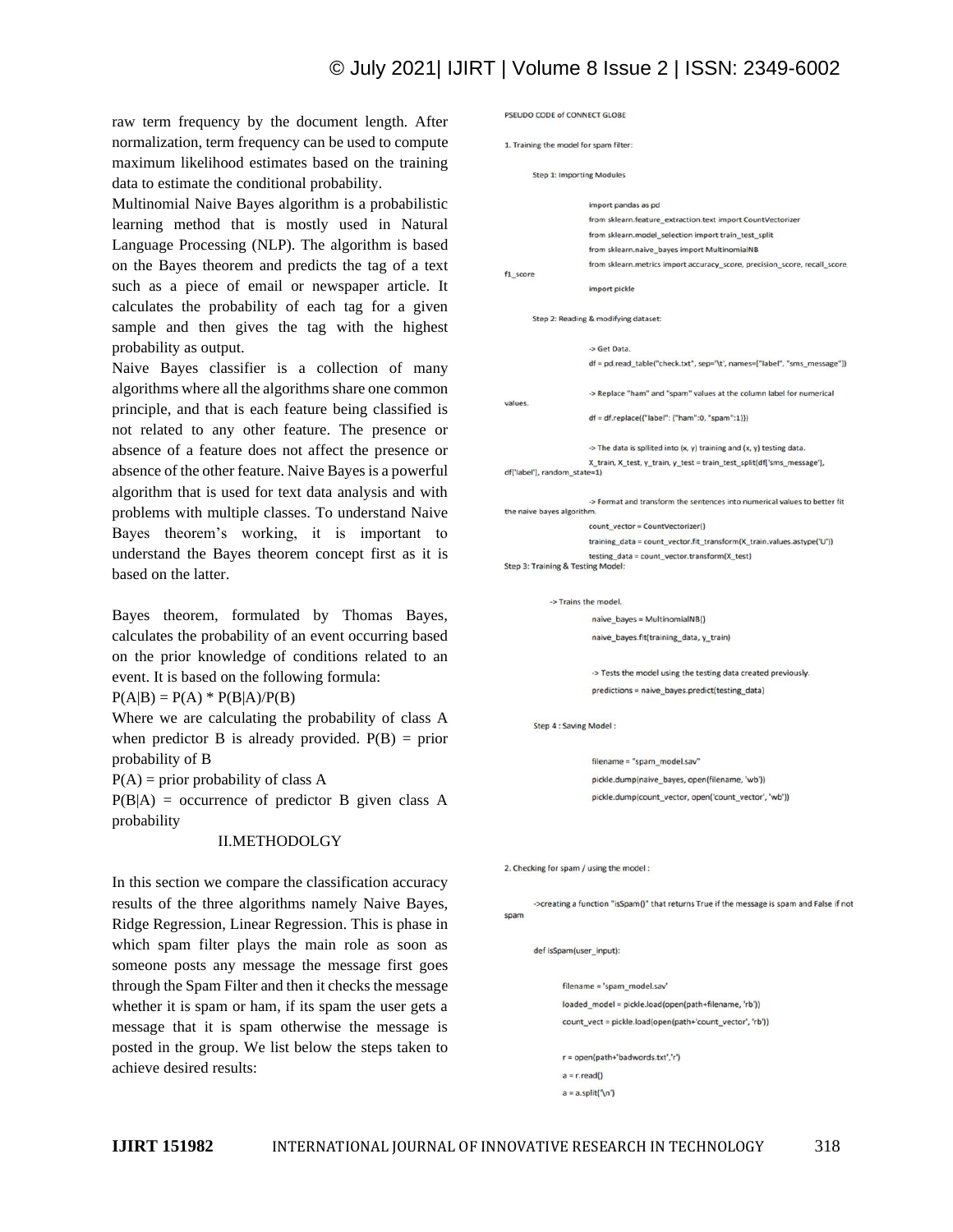raw term frequency by the document length. After normalization, term frequency can be used to compute maximum likelihood estimates based on the training data to estimate the conditional probability.

Multinomial Naive Bayes algorithm is a probabilistic learning method that is mostly used in Natural Language Processing (NLP). The algorithm is based on the Bayes theorem and predicts the tag of a text such as a piece of email or newspaper article. It calculates the probability of each tag for a given sample and then gives the tag with the highest probability as output.

Naive Bayes classifier is a collection of many algorithms where all the algorithms share one common principle, and that is each feature being classified is not related to any other feature. The presence or absence of a feature does not affect the presence or absence of the other feature. Naive Bayes is a powerful algorithm that is used for text data analysis and with problems with multiple classes. To understand Naive Bayes theorem's working, it is important to understand the Bayes theorem concept first as it is based on the latter.

Bayes theorem, formulated by Thomas Bayes, calculates the probability of an event occurring based on the prior knowledge of conditions related to an event. It is based on the following formula:

$P(A|B) = P(A) * P(B|A)/P(B)$

Where we are calculating the probability of class A when predictor B is already provided. P(B) = prior probability of B

P(A) = prior probability of class A

P(B|A) = occurrence of predictor B given class A probability

## II.METHODOLGY

In this section we compare the classification accuracy results of the three algorithms namely Naive Bayes, Ridge Regression, Linear Regression. This is phase in which spam filter plays the main role as soon as someone posts any message the message first goes through the Spam Filter and then it checks the message whether it is spam or ham, if its spam the user gets a message that it is spam otherwise the message is posted in the group. We list below the steps taken to achieve desired results:

PSEUDO CODE of CONNECT GLOBE

1. Training the model for spam filter:

Step 1: Importing Modules

```
import pandas as pd
from sklearn.feature_extraction.text import CountVectorizer
from sklearn.model_selection import train_test_split
from sklearn.naive_bayes import MultinomialNB
from sklearn.metrics import accuracy_score, precision_score, recall_score,
f1_score
import pickle
```

Step 2: Reading & modifying dataset:

```
-> Get Data.
df = pd.read_table("check.txt", sep='\t', names=["label", "sms_message"])

-> Replace "ham" and "spam" values at the column label for numerical
values.
df = df.replace({"label": {"ham":0, "spam":1}})

-> The data is splited into (x, y) training and (x, y) testing data.
X_train, X_test, y_train, y_test = train_test_split(df['sms_message'],
df['label'], random_state=1)

-> Format and transform the sentences into numerical values to better fit
the naive bayes algorithm.
count_vector = CountVectorizer()
training_data = count_vector.fit_transform(X_train.values.astype('U'))
testing_data = count_vector.transform(X_test)
```

Step 3: Training & Testing Model:

```
-> Trains the model.
naive_bayes = MultinomialNB()
naive_bayes.fit(training_data, y_train)

-> Tests the model using the testing data created previously.
predictions = naive_bayes.predict(testing_data)
```

Step 4 : Saving Model :

```
filename = "spam_model.sav"
pickle.dump(naive_bayes, open(filename, 'wb'))
pickle.dump(count_vector, open('count_vector', 'wb'))
```

2. Checking for spam / using the model :

->creating a function "isSpam()" that returns True if the message is spam and False if not spam

```
def isSpam(user_input):

    filename = 'spam_model.sav'
    loaded_model = pickle.load(open(path+filename, 'rb'))
    count_vect = pickle.load(open(path+'count_vector', 'rb'))

    r = open(path+'badwords.txt','r')
    a = r.read()
    a = a.split('\n')
```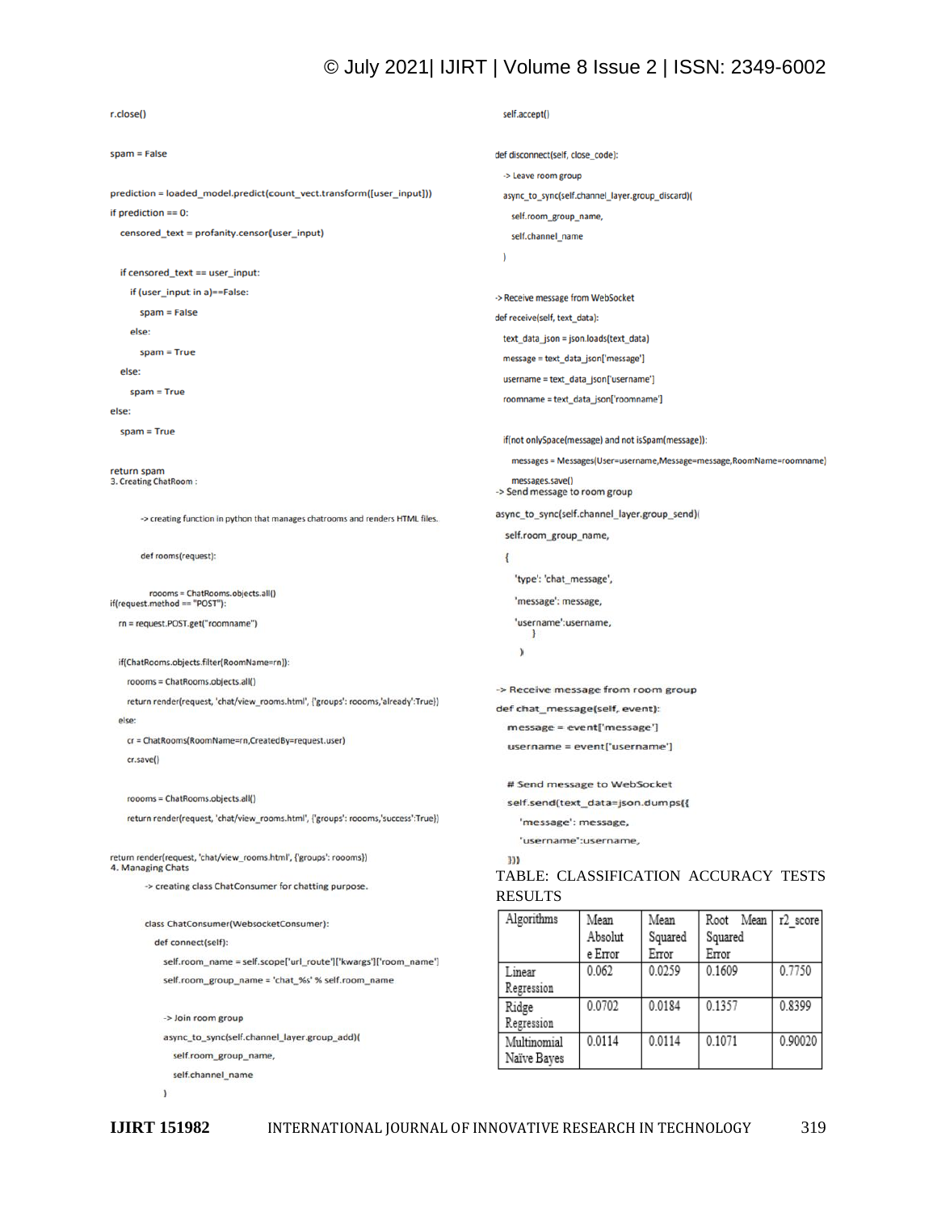```
r.close()

spam = False

prediction = loaded_model.predict(count_vect.transform([user_input]))
if prediction == 0:
    censored_text = profanity.censor(user_input)

    if censored_text == user_input:
        if (user_input in a)==False:
            spam = False
        else:
            spam = True
    else:
        spam = True
else:
    spam = True

return spam
```

3. Creating ChatRoom :

-> creating function in python that manages chatrooms and renders HTML files.

```
def rooms(request):

    rooms = ChatRooms.objects.all()
if(request.method == "POST"):
    rn = request.POST.get("roomname")

    if(ChatRooms.objects.filter(RoomName=rn)):
        rooms = ChatRooms.objects.all()
        return render(request, 'chat/view_rooms.html', {'groups': rooms,'already':True})
    else:
        cr = ChatRooms(RoomName=rn,CreatedBy=request.user)
        cr.save()

        rooms = ChatRooms.objects.all()
        return render(request, 'chat/view_rooms.html', {'groups': rooms,'success':True})

return render(request, 'chat/view_rooms.html', {'groups': rooms})
```

4. Managing Chats

-> creating class ChatConsumer for chatting purpose.

```
class ChatConsumer(WebsocketConsumer):
    def connect(self):
        self.room_name = self.scope['url_route']['kwargs']['room_name']
        self.room_group_name = 'chat_%s' % self.room_name

        -> Join room group
        async_to_sync(self.channel_layer.group_add)(
            self.room_group_name,
            self.channel_name
        )
        self.accept()

    def disconnect(self, close_code):
        -> Leave room group
        async_to_sync(self.channel_layer.group_discard)(
            self.room_group_name,
            self.channel_name
        )

    -> Receive message from WebSocket
    def receive(self, text_data):
        text_data_json = json.loads(text_data)
        message = text_data_json['message']
        username = text_data_json['username']
        roomname = text_data_json['roomname']

        if(not onlySpace(message) and not isSpam(message)):
            messages = Messages(User=username,Message=message,RoomName=roomname)
            messages.save()
    -> Send message to room group
    async_to_sync(self.channel_layer.group_send)(
        self.room_group_name,
        {
            'type': 'chat_message',
            'message': message,
            'username':username,
        }
    )

    -> Receive message from room group
    def chat_message(self, event):
        message = event['message']
        username = event['username']

        # Send message to WebSocket
        self.send(text_data=json.dumps({
            'message': message,
            'username':username,
        }))
```

TABLE: CLASSIFICATION ACCURACY TESTS RESULTS

| Algorithms | Mean Absolute Error | Mean Squared Error | Root Mean Squared Error | r2_score |
|---|---|---|---|---|
| Linear Regression | 0.062 | 0.0259 | 0.1609 | 0.7750 |
| Ridge Regression | 0.0702 | 0.0184 | 0.1357 | 0.8399 |
| Multinomial Naïve Bayes | 0.0114 | 0.0114 | 0.1071 | 0.90020 |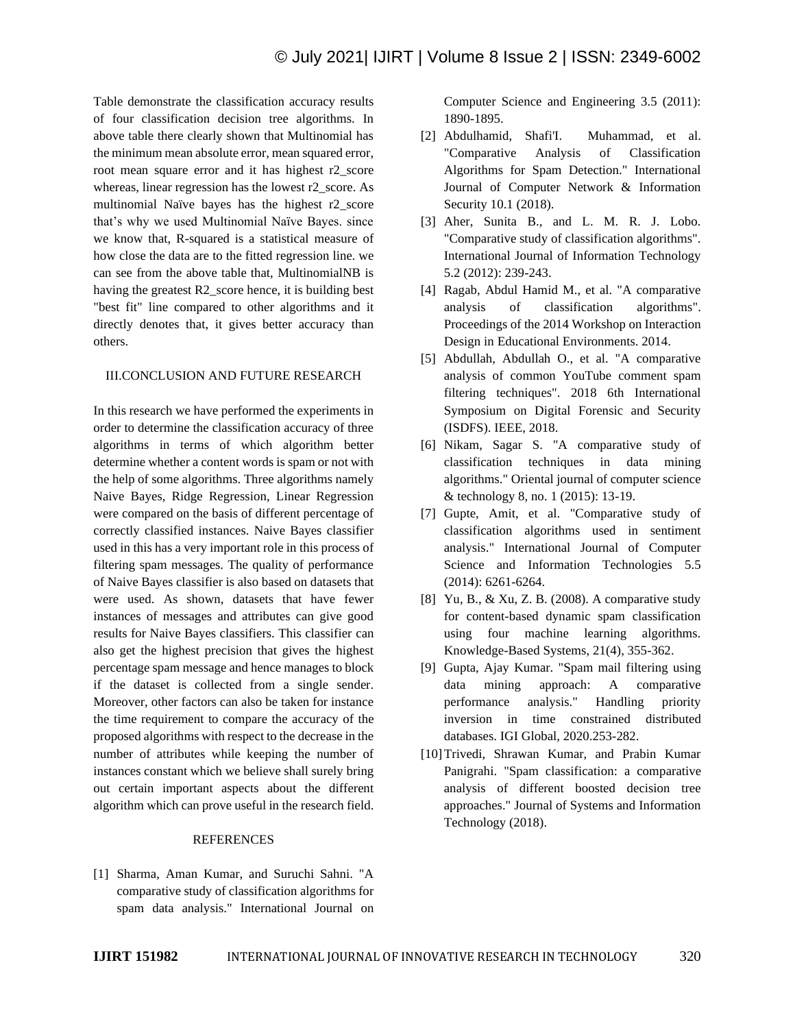Table demonstrate the classification accuracy results of four classification decision tree algorithms. In above table there clearly shown that Multinomial has the minimum mean absolute error, mean squared error, root mean square error and it has highest r2_score whereas, linear regression has the lowest r2_score. As multinomial Naïve bayes has the highest r2_score that's why we used Multinomial Naïve Bayes. since we know that, R-squared is a statistical measure of how close the data are to the fitted regression line. we can see from the above table that, MultinomialNB is having the greatest R2_score hence, it is building best "best fit" line compared to other algorithms and it directly denotes that, it gives better accuracy than others.

## III.CONCLUSION AND FUTURE RESEARCH

In this research we have performed the experiments in order to determine the classification accuracy of three algorithms in terms of which algorithm better determine whether a content words is spam or not with the help of some algorithms. Three algorithms namely Naive Bayes, Ridge Regression, Linear Regression were compared on the basis of different percentage of correctly classified instances. Naive Bayes classifier used in this has a very important role in this process of filtering spam messages. The quality of performance of Naive Bayes classifier is also based on datasets that were used. As shown, datasets that have fewer instances of messages and attributes can give good results for Naive Bayes classifiers. This classifier can also get the highest precision that gives the highest percentage spam message and hence manages to block if the dataset is collected from a single sender. Moreover, other factors can also be taken for instance the time requirement to compare the accuracy of the proposed algorithms with respect to the decrease in the number of attributes while keeping the number of instances constant which we believe shall surely bring out certain important aspects about the different algorithm which can prove useful in the research field.

## REFERENCES

[1] Sharma, Aman Kumar, and Suruchi Sahni. "A comparative study of classification algorithms for spam data analysis." International Journal on Computer Science and Engineering 3.5 (2011): 1890-1895.

[2] Abdulhamid, Shafi'I. Muhammad, et al. "Comparative Analysis of Classification Algorithms for Spam Detection." International Journal of Computer Network & Information Security 10.1 (2018).

[3] Aher, Sunita B., and L. M. R. J. Lobo. "Comparative study of classification algorithms". International Journal of Information Technology 5.2 (2012): 239-243.

[4] Ragab, Abdul Hamid M., et al. "A comparative analysis of classification algorithms". Proceedings of the 2014 Workshop on Interaction Design in Educational Environments. 2014.

[5] Abdullah, Abdullah O., et al. "A comparative analysis of common YouTube comment spam filtering techniques". 2018 6th International Symposium on Digital Forensic and Security (ISDFS). IEEE, 2018.

[6] Nikam, Sagar S. "A comparative study of classification techniques in data mining algorithms." Oriental journal of computer science & technology 8, no. 1 (2015): 13-19.

[7] Gupte, Amit, et al. "Comparative study of classification algorithms used in sentiment analysis." International Journal of Computer Science and Information Technologies 5.5 (2014): 6261-6264.

[8] Yu, B., & Xu, Z. B. (2008). A comparative study for content-based dynamic spam classification using four machine learning algorithms. Knowledge-Based Systems, 21(4), 355-362.

[9] Gupta, Ajay Kumar. "Spam mail filtering using data mining approach: A comparative performance analysis." Handling priority inversion in time constrained distributed databases. IGI Global, 2020.253-282.

[10] Trivedi, Shrawan Kumar, and Prabin Kumar Panigrahi. "Spam classification: a comparative analysis of different boosted decision tree approaches." Journal of Systems and Information Technology (2018).